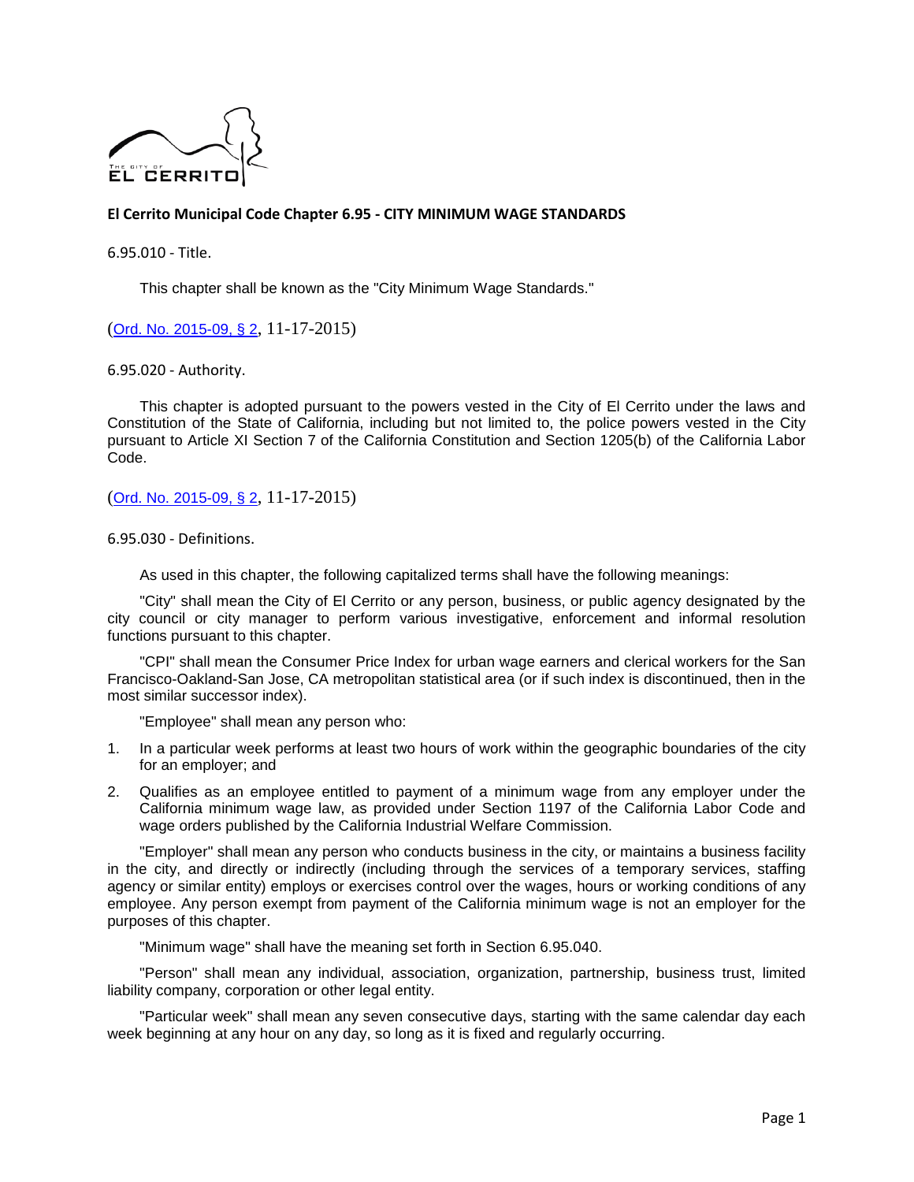## El Cerrito Municipal Code Chapter 6.95 - CITY MINIMUM WAGE STANDARDS

### 6.95.010 - Title.

This chapter shall be known as the "City Minimum Wage Standards."

(Ord. No. 2015-09, § 2, 11-17-2015)

### 6.95.020 - Authority.

This chapter is adopted pursuant to the powers vested in the City of El Cerrito under the laws and Constitution of the State of California, including but not limited to, the police powers vested in the City pursuant to Article XI Section 7 of the California Constitution and Section 1205(b) of the California Labor Code.

(Ord. No. 2015-09, § 2, 11-17-2015)

### 6.95.030 - Definitions.

As used in this chapter, the following capitalized terms shall have the following meanings:

"City" shall mean the City of El Cerrito or any person, business, or public agency designated by the city council or city manager to perform various investigative, enforcement and informal resolution functions pursuant to this chapter.

"CPI" shall mean the Consumer Price Index for urban wage earners and clerical workers for the San Francisco-Oakland-San Jose, CA metropolitan statistical area (or if such index is discontinued, then in the most similar successor index).

"Employee" shall mean any person who:

1. In a particular week performs at least two hours of work within the geographic boundaries of the city for an employer; and
2. Qualifies as an employee entitled to payment of a minimum wage from any employer under the California minimum wage law, as provided under Section 1197 of the California Labor Code and wage orders published by the California Industrial Welfare Commission.

"Employer" shall mean any person who conducts business in the city, or maintains a business facility in the city, and directly or indirectly (including through the services of a temporary services, staffing agency or similar entity) employs or exercises control over the wages, hours or working conditions of any employee. Any person exempt from payment of the California minimum wage is not an employer for the purposes of this chapter.

"Minimum wage" shall have the meaning set forth in Section 6.95.040.

"Person" shall mean any individual, association, organization, partnership, business trust, limited liability company, corporation or other legal entity.

"Particular week" shall mean any seven consecutive days, starting with the same calendar day each week beginning at any hour on any day, so long as it is fixed and regularly occurring.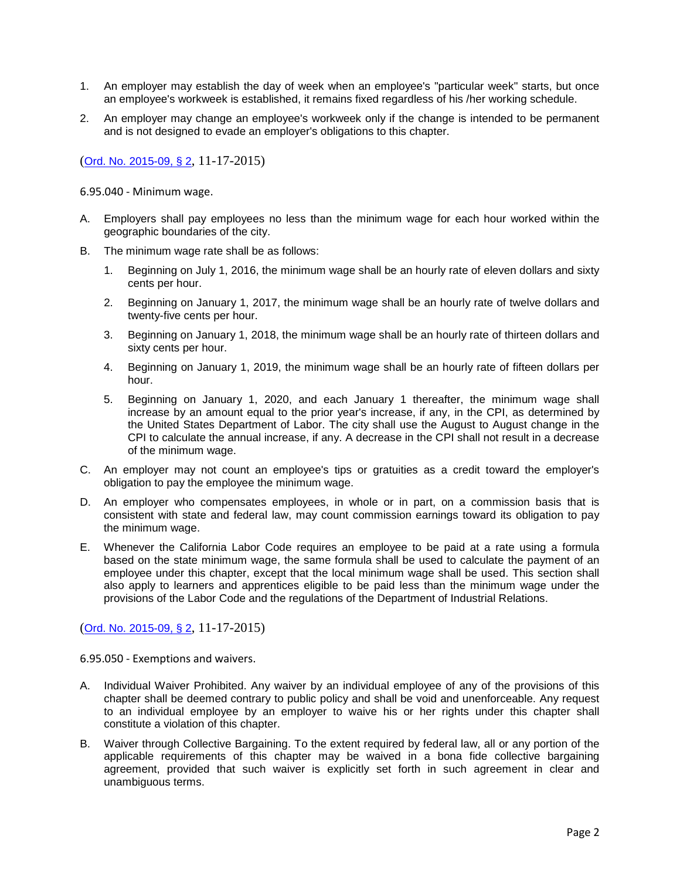1. An employer may establish the day of week when an employee's "particular week" starts, but once an employee's workweek is established, it remains fixed regardless of his /her working schedule.
2. An employer may change an employee's workweek only if the change is intended to be permanent and is not designed to evade an employer's obligations to this chapter.

(Ord. No. 2015-09, § 2, 11-17-2015)

### 6.95.040 - Minimum wage.

A. Employers shall pay employees no less than the minimum wage for each hour worked within the geographic boundaries of the city.

B. The minimum wage rate shall be as follows:

   1. Beginning on July 1, 2016, the minimum wage shall be an hourly rate of eleven dollars and sixty cents per hour.
   2. Beginning on January 1, 2017, the minimum wage shall be an hourly rate of twelve dollars and twenty-five cents per hour.
   3. Beginning on January 1, 2018, the minimum wage shall be an hourly rate of thirteen dollars and sixty cents per hour.
   4. Beginning on January 1, 2019, the minimum wage shall be an hourly rate of fifteen dollars per hour.
   5. Beginning on January 1, 2020, and each January 1 thereafter, the minimum wage shall increase by an amount equal to the prior year's increase, if any, in the CPI, as determined by the United States Department of Labor. The city shall use the August to August change in the CPI to calculate the annual increase, if any. A decrease in the CPI shall not result in a decrease of the minimum wage.

C. An employer may not count an employee's tips or gratuities as a credit toward the employer's obligation to pay the employee the minimum wage.

D. An employer who compensates employees, in whole or in part, on a commission basis that is consistent with state and federal law, may count commission earnings toward its obligation to pay the minimum wage.

E. Whenever the California Labor Code requires an employee to be paid at a rate using a formula based on the state minimum wage, the same formula shall be used to calculate the payment of an employee under this chapter, except that the local minimum wage shall be used. This section shall also apply to learners and apprentices eligible to be paid less than the minimum wage under the provisions of the Labor Code and the regulations of the Department of Industrial Relations.

(Ord. No. 2015-09, § 2, 11-17-2015)

### 6.95.050 - Exemptions and waivers.

A. Individual Waiver Prohibited. Any waiver by an individual employee of any of the provisions of this chapter shall be deemed contrary to public policy and shall be void and unenforceable. Any request to an individual employee by an employer to waive his or her rights under this chapter shall constitute a violation of this chapter.

B. Waiver through Collective Bargaining. To the extent required by federal law, all or any portion of the applicable requirements of this chapter may be waived in a bona fide collective bargaining agreement, provided that such waiver is explicitly set forth in such agreement in clear and unambiguous terms.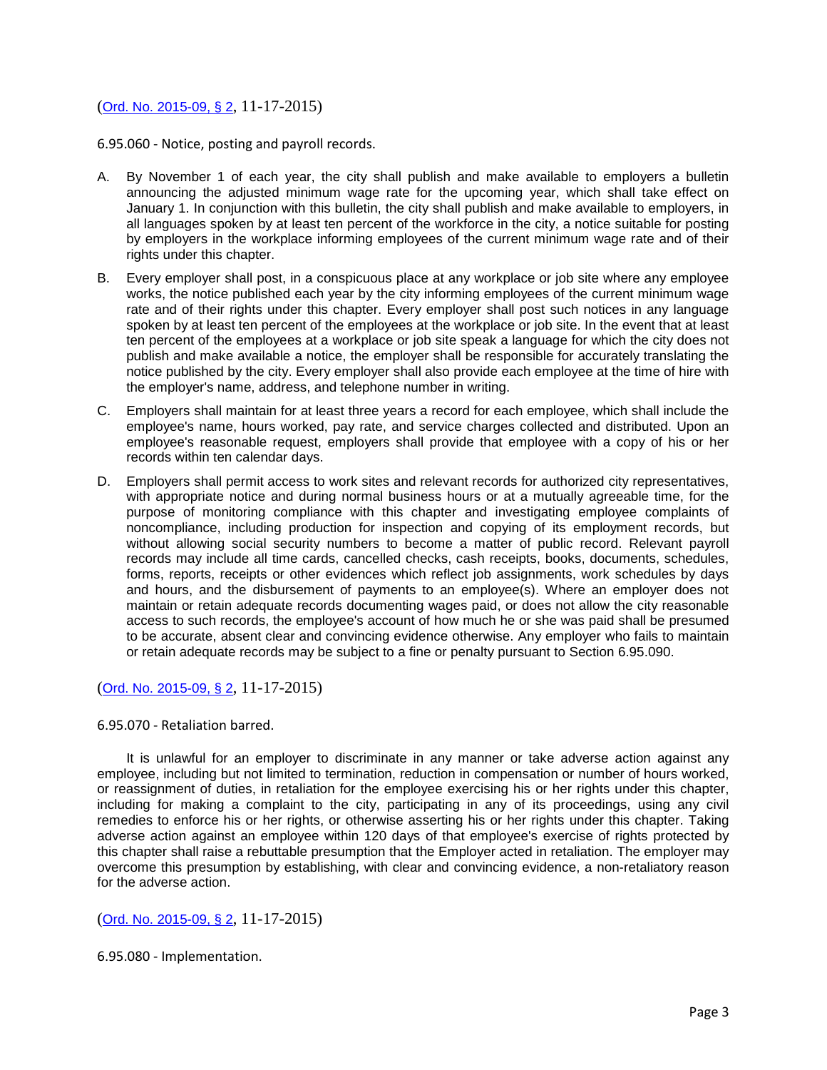(Ord. No. 2015-09, § 2, 11-17-2015)

6.95.060 - Notice, posting and payroll records.

A. By November 1 of each year, the city shall publish and make available to employers a bulletin announcing the adjusted minimum wage rate for the upcoming year, which shall take effect on January 1. In conjunction with this bulletin, the city shall publish and make available to employers, in all languages spoken by at least ten percent of the workforce in the city, a notice suitable for posting by employers in the workplace informing employees of the current minimum wage rate and of their rights under this chapter.

B. Every employer shall post, in a conspicuous place at any workplace or job site where any employee works, the notice published each year by the city informing employees of the current minimum wage rate and of their rights under this chapter. Every employer shall post such notices in any language spoken by at least ten percent of the employees at the workplace or job site. In the event that at least ten percent of the employees at a workplace or job site speak a language for which the city does not publish and make available a notice, the employer shall be responsible for accurately translating the notice published by the city. Every employer shall also provide each employee at the time of hire with the employer's name, address, and telephone number in writing.

C. Employers shall maintain for at least three years a record for each employee, which shall include the employee's name, hours worked, pay rate, and service charges collected and distributed. Upon an employee's reasonable request, employers shall provide that employee with a copy of his or her records within ten calendar days.

D. Employers shall permit access to work sites and relevant records for authorized city representatives, with appropriate notice and during normal business hours or at a mutually agreeable time, for the purpose of monitoring compliance with this chapter and investigating employee complaints of noncompliance, including production for inspection and copying of its employment records, but without allowing social security numbers to become a matter of public record. Relevant payroll records may include all time cards, cancelled checks, cash receipts, books, documents, schedules, forms, reports, receipts or other evidences which reflect job assignments, work schedules by days and hours, and the disbursement of payments to an employee(s). Where an employer does not maintain or retain adequate records documenting wages paid, or does not allow the city reasonable access to such records, the employee's account of how much he or she was paid shall be presumed to be accurate, absent clear and convincing evidence otherwise. Any employer who fails to maintain or retain adequate records may be subject to a fine or penalty pursuant to Section 6.95.090.

(Ord. No. 2015-09, § 2, 11-17-2015)

6.95.070 - Retaliation barred.

It is unlawful for an employer to discriminate in any manner or take adverse action against any employee, including but not limited to termination, reduction in compensation or number of hours worked, or reassignment of duties, in retaliation for the employee exercising his or her rights under this chapter, including for making a complaint to the city, participating in any of its proceedings, using any civil remedies to enforce his or her rights, or otherwise asserting his or her rights under this chapter. Taking adverse action against an employee within 120 days of that employee's exercise of rights protected by this chapter shall raise a rebuttable presumption that the Employer acted in retaliation. The employer may overcome this presumption by establishing, with clear and convincing evidence, a non-retaliatory reason for the adverse action.

(Ord. No. 2015-09, § 2, 11-17-2015)

6.95.080 - Implementation.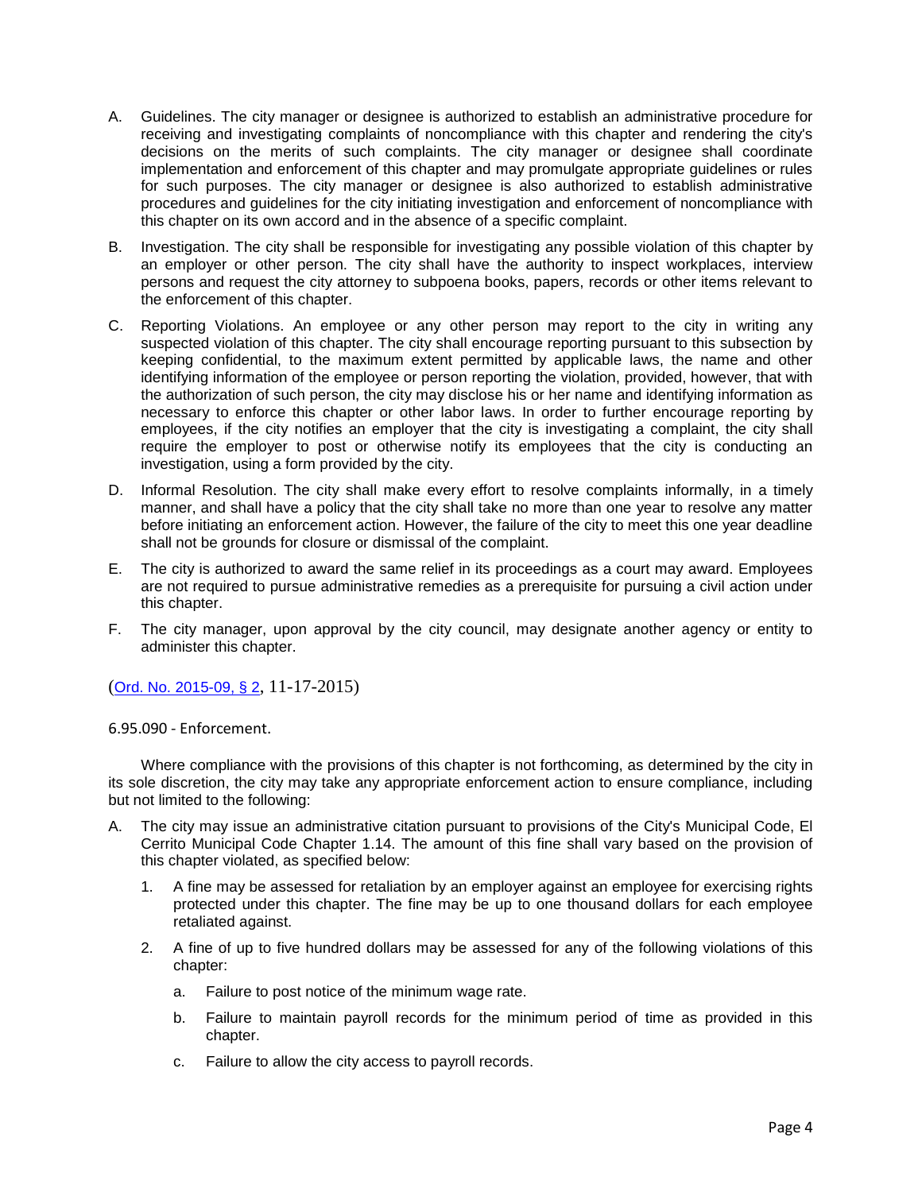A. Guidelines. The city manager or designee is authorized to establish an administrative procedure for receiving and investigating complaints of noncompliance with this chapter and rendering the city's decisions on the merits of such complaints. The city manager or designee shall coordinate implementation and enforcement of this chapter and may promulgate appropriate guidelines or rules for such purposes. The city manager or designee is also authorized to establish administrative procedures and guidelines for the city initiating investigation and enforcement of noncompliance with this chapter on its own accord and in the absence of a specific complaint.

B. Investigation. The city shall be responsible for investigating any possible violation of this chapter by an employer or other person. The city shall have the authority to inspect workplaces, interview persons and request the city attorney to subpoena books, papers, records or other items relevant to the enforcement of this chapter.

C. Reporting Violations. An employee or any other person may report to the city in writing any suspected violation of this chapter. The city shall encourage reporting pursuant to this subsection by keeping confidential, to the maximum extent permitted by applicable laws, the name and other identifying information of the employee or person reporting the violation, provided, however, that with the authorization of such person, the city may disclose his or her name and identifying information as necessary to enforce this chapter or other labor laws. In order to further encourage reporting by employees, if the city notifies an employer that the city is investigating a complaint, the city shall require the employer to post or otherwise notify its employees that the city is conducting an investigation, using a form provided by the city.

D. Informal Resolution. The city shall make every effort to resolve complaints informally, in a timely manner, and shall have a policy that the city shall take no more than one year to resolve any matter before initiating an enforcement action. However, the failure of the city to meet this one year deadline shall not be grounds for closure or dismissal of the complaint.

E. The city is authorized to award the same relief in its proceedings as a court may award. Employees are not required to pursue administrative remedies as a prerequisite for pursuing a civil action under this chapter.

F. The city manager, upon approval by the city council, may designate another agency or entity to administer this chapter.

(Ord. No. 2015-09, § 2, 11-17-2015)

6.95.090 - Enforcement.

Where compliance with the provisions of this chapter is not forthcoming, as determined by the city in its sole discretion, the city may take any appropriate enforcement action to ensure compliance, including but not limited to the following:

A. The city may issue an administrative citation pursuant to provisions of the City's Municipal Code, El Cerrito Municipal Code Chapter 1.14. The amount of this fine shall vary based on the provision of this chapter violated, as specified below:

   1. A fine may be assessed for retaliation by an employer against an employee for exercising rights protected under this chapter. The fine may be up to one thousand dollars for each employee retaliated against.

   2. A fine of up to five hundred dollars may be assessed for any of the following violations of this chapter:

      a. Failure to post notice of the minimum wage rate.

      b. Failure to maintain payroll records for the minimum period of time as provided in this chapter.

      c. Failure to allow the city access to payroll records.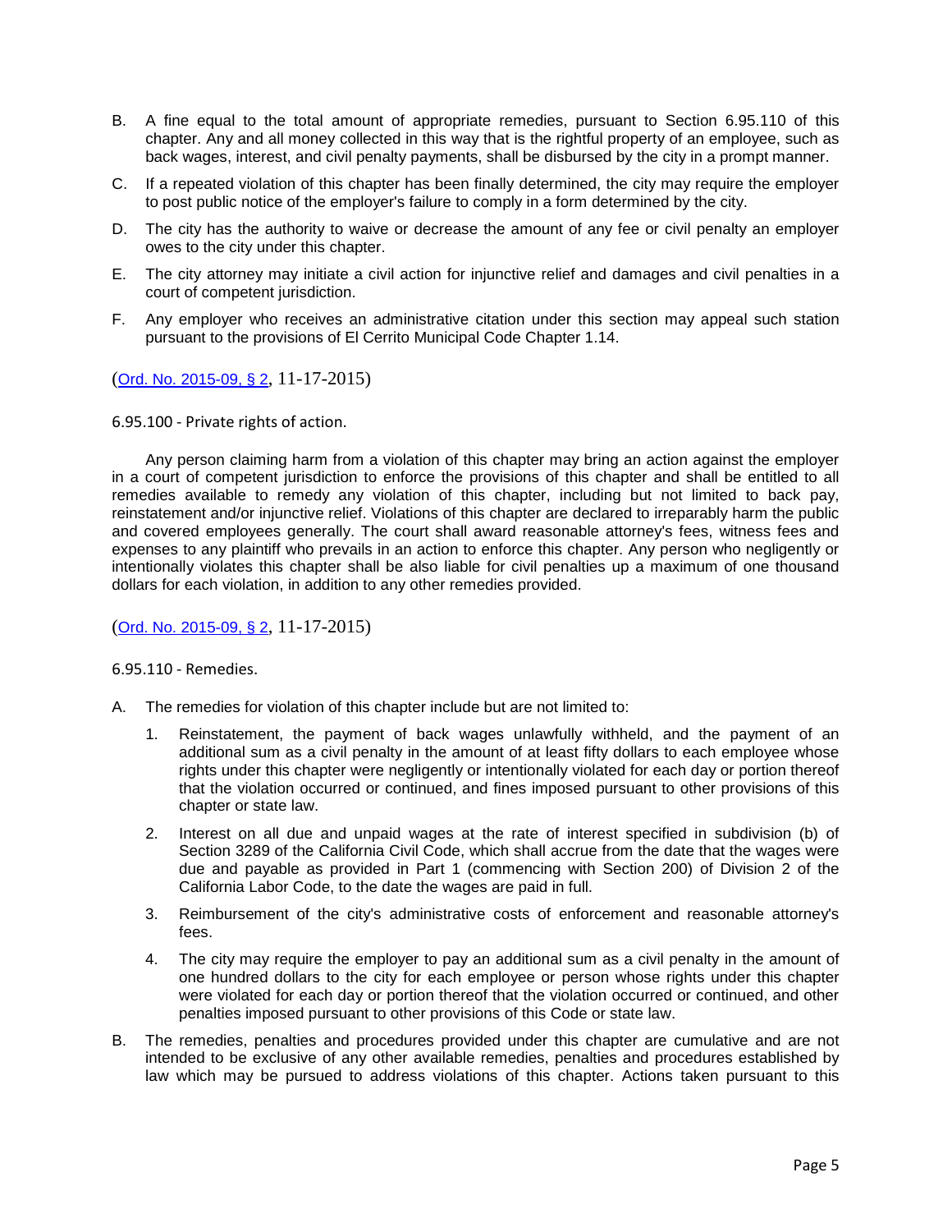B. A fine equal to the total amount of appropriate remedies, pursuant to Section 6.95.110 of this chapter. Any and all money collected in this way that is the rightful property of an employee, such as back wages, interest, and civil penalty payments, shall be disbursed by the city in a prompt manner.

C. If a repeated violation of this chapter has been finally determined, the city may require the employer to post public notice of the employer's failure to comply in a form determined by the city.

D. The city has the authority to waive or decrease the amount of any fee or civil penalty an employer owes to the city under this chapter.

E. The city attorney may initiate a civil action for injunctive relief and damages and civil penalties in a court of competent jurisdiction.

F. Any employer who receives an administrative citation under this section may appeal such station pursuant to the provisions of El Cerrito Municipal Code Chapter 1.14.

(Ord. No. 2015-09, § 2, 11-17-2015)

6.95.100 - Private rights of action.

Any person claiming harm from a violation of this chapter may bring an action against the employer in a court of competent jurisdiction to enforce the provisions of this chapter and shall be entitled to all remedies available to remedy any violation of this chapter, including but not limited to back pay, reinstatement and/or injunctive relief. Violations of this chapter are declared to irreparably harm the public and covered employees generally. The court shall award reasonable attorney's fees, witness fees and expenses to any plaintiff who prevails in an action to enforce this chapter. Any person who negligently or intentionally violates this chapter shall be also liable for civil penalties up a maximum of one thousand dollars for each violation, in addition to any other remedies provided.

(Ord. No. 2015-09, § 2, 11-17-2015)

6.95.110 - Remedies.

A. The remedies for violation of this chapter include but are not limited to:

   1. Reinstatement, the payment of back wages unlawfully withheld, and the payment of an additional sum as a civil penalty in the amount of at least fifty dollars to each employee whose rights under this chapter were negligently or intentionally violated for each day or portion thereof that the violation occurred or continued, and fines imposed pursuant to other provisions of this chapter or state law.

   2. Interest on all due and unpaid wages at the rate of interest specified in subdivision (b) of Section 3289 of the California Civil Code, which shall accrue from the date that the wages were due and payable as provided in Part 1 (commencing with Section 200) of Division 2 of the California Labor Code, to the date the wages are paid in full.

   3. Reimbursement of the city's administrative costs of enforcement and reasonable attorney's fees.

   4. The city may require the employer to pay an additional sum as a civil penalty in the amount of one hundred dollars to the city for each employee or person whose rights under this chapter were violated for each day or portion thereof that the violation occurred or continued, and other penalties imposed pursuant to other provisions of this Code or state law.

B. The remedies, penalties and procedures provided under this chapter are cumulative and are not intended to be exclusive of any other available remedies, penalties and procedures established by law which may be pursued to address violations of this chapter. Actions taken pursuant to this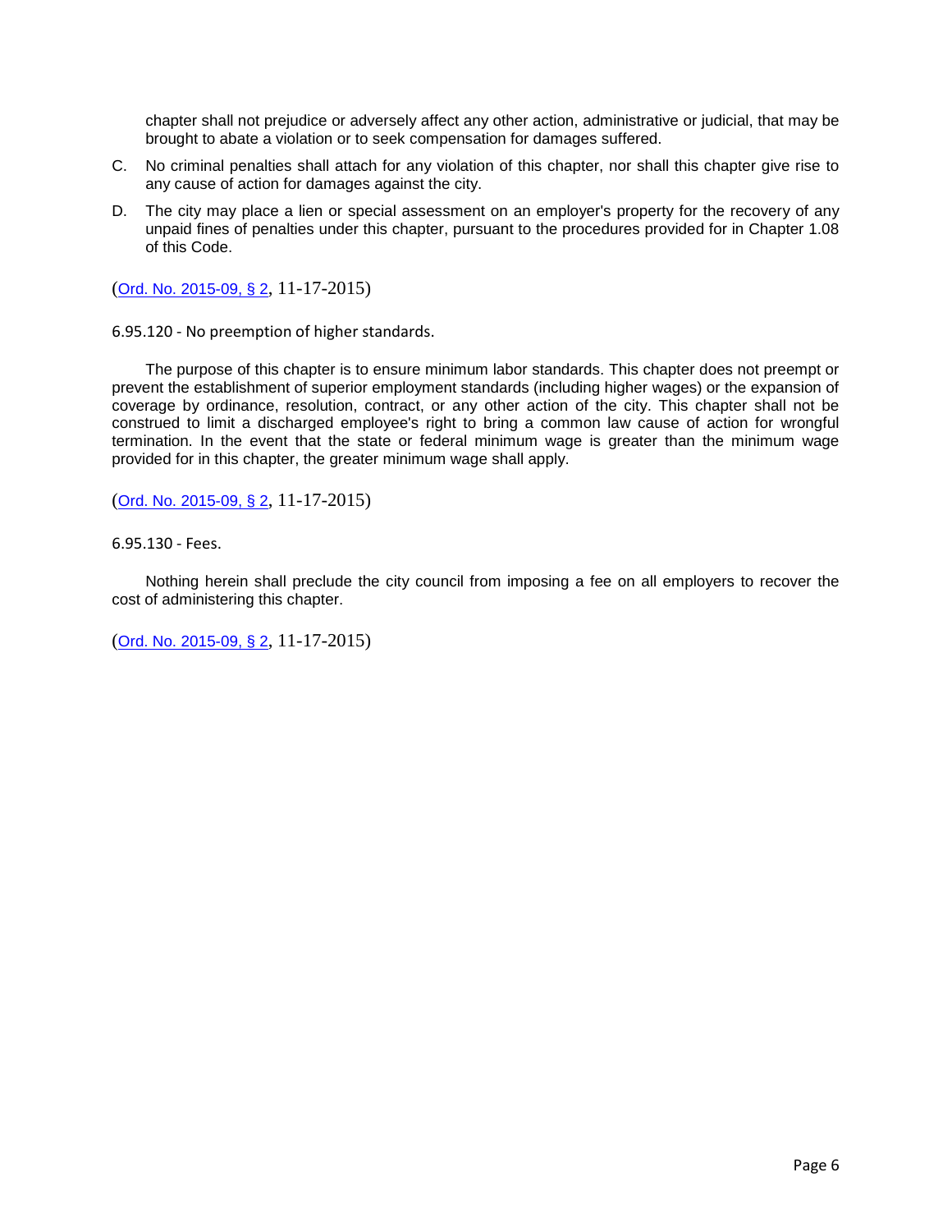chapter shall not prejudice or adversely affect any other action, administrative or judicial, that may be brought to abate a violation or to seek compensation for damages suffered.

C. No criminal penalties shall attach for any violation of this chapter, nor shall this chapter give rise to any cause of action for damages against the city.

D. The city may place a lien or special assessment on an employer's property for the recovery of any unpaid fines of penalties under this chapter, pursuant to the procedures provided for in Chapter 1.08 of this Code.

(Ord. No. 2015-09, § 2, 11-17-2015)

6.95.120 - No preemption of higher standards.

The purpose of this chapter is to ensure minimum labor standards. This chapter does not preempt or prevent the establishment of superior employment standards (including higher wages) or the expansion of coverage by ordinance, resolution, contract, or any other action of the city. This chapter shall not be construed to limit a discharged employee's right to bring a common law cause of action for wrongful termination. In the event that the state or federal minimum wage is greater than the minimum wage provided for in this chapter, the greater minimum wage shall apply.

(Ord. No. 2015-09, § 2, 11-17-2015)

6.95.130 - Fees.

Nothing herein shall preclude the city council from imposing a fee on all employers to recover the cost of administering this chapter.

(Ord. No. 2015-09, § 2, 11-17-2015)